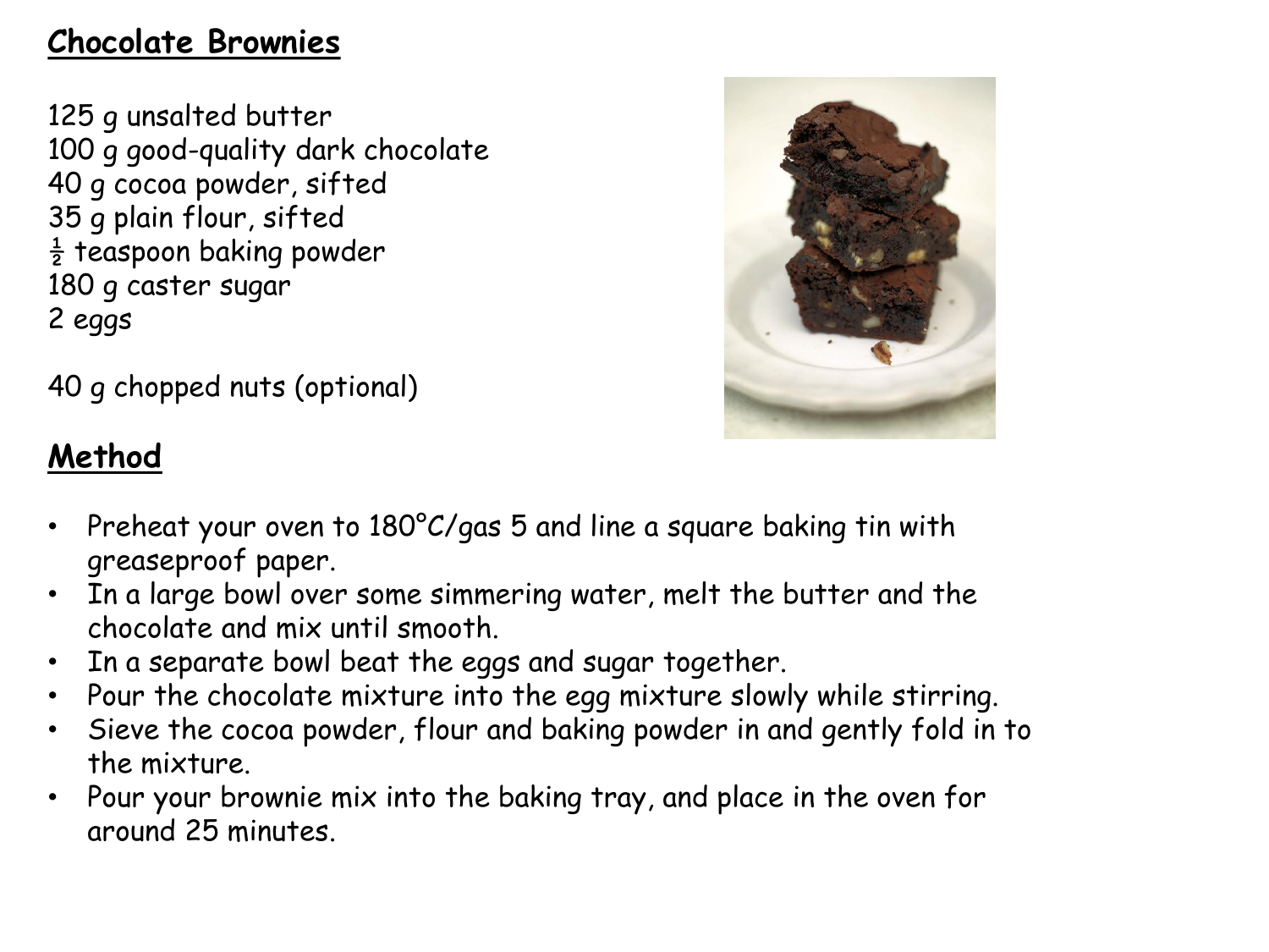## Chocolate Brownies

125 g unsalted butter
100 g good-quality dark chocolate
40 g cocoa powder, sifted
35 g plain flour, sifted
½ teaspoon baking powder
180 g caster sugar
2 eggs

40 g chopped nuts (optional)

## Method

- Preheat your oven to 180°C/gas 5 and line a square baking tin with greaseproof paper.
- In a large bowl over some simmering water, melt the butter and the chocolate and mix until smooth.
- In a separate bowl beat the eggs and sugar together.
- Pour the chocolate mixture into the egg mixture slowly while stirring.
- Sieve the cocoa powder, flour and baking powder in and gently fold in to the mixture.
- Pour your brownie mix into the baking tray, and place in the oven for around 25 minutes.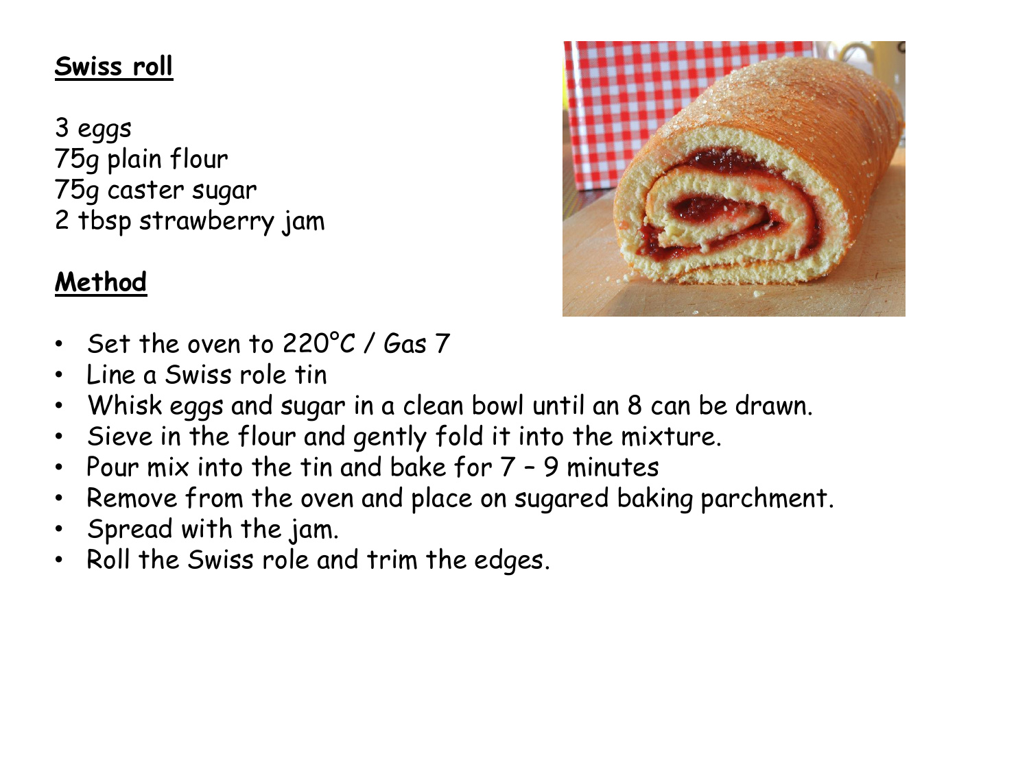**Swiss roll**

3 eggs
75g plain flour
75g caster sugar
2 tbsp strawberry jam

**Method**

- Set the oven to 220°C / Gas 7
- Line a Swiss role tin
- Whisk eggs and sugar in a clean bowl until an 8 can be drawn.
- Sieve in the flour and gently fold it into the mixture.
- Pour mix into the tin and bake for 7 – 9 minutes
- Remove from the oven and place on sugared baking parchment.
- Spread with the jam.
- Roll the Swiss role and trim the edges.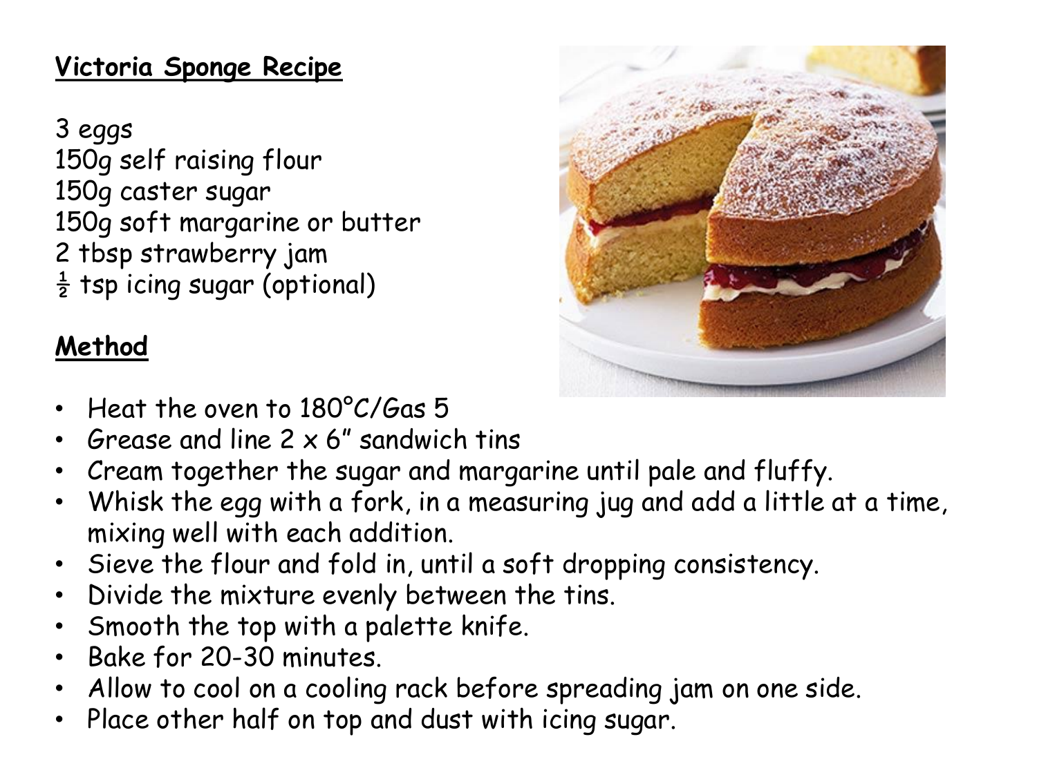**Victoria Sponge Recipe**

3 eggs
150g self raising flour
150g caster sugar
150g soft margarine or butter
2 tbsp strawberry jam
½ tsp icing sugar (optional)

**Method**

- Heat the oven to 180°C/Gas 5
- Grease and line 2 x 6" sandwich tins
- Cream together the sugar and margarine until pale and fluffy.
- Whisk the egg with a fork, in a measuring jug and add a little at a time, mixing well with each addition.
- Sieve the flour and fold in, until a soft dropping consistency.
- Divide the mixture evenly between the tins.
- Smooth the top with a palette knife.
- Bake for 20-30 minutes.
- Allow to cool on a cooling rack before spreading jam on one side.
- Place other half on top and dust with icing sugar.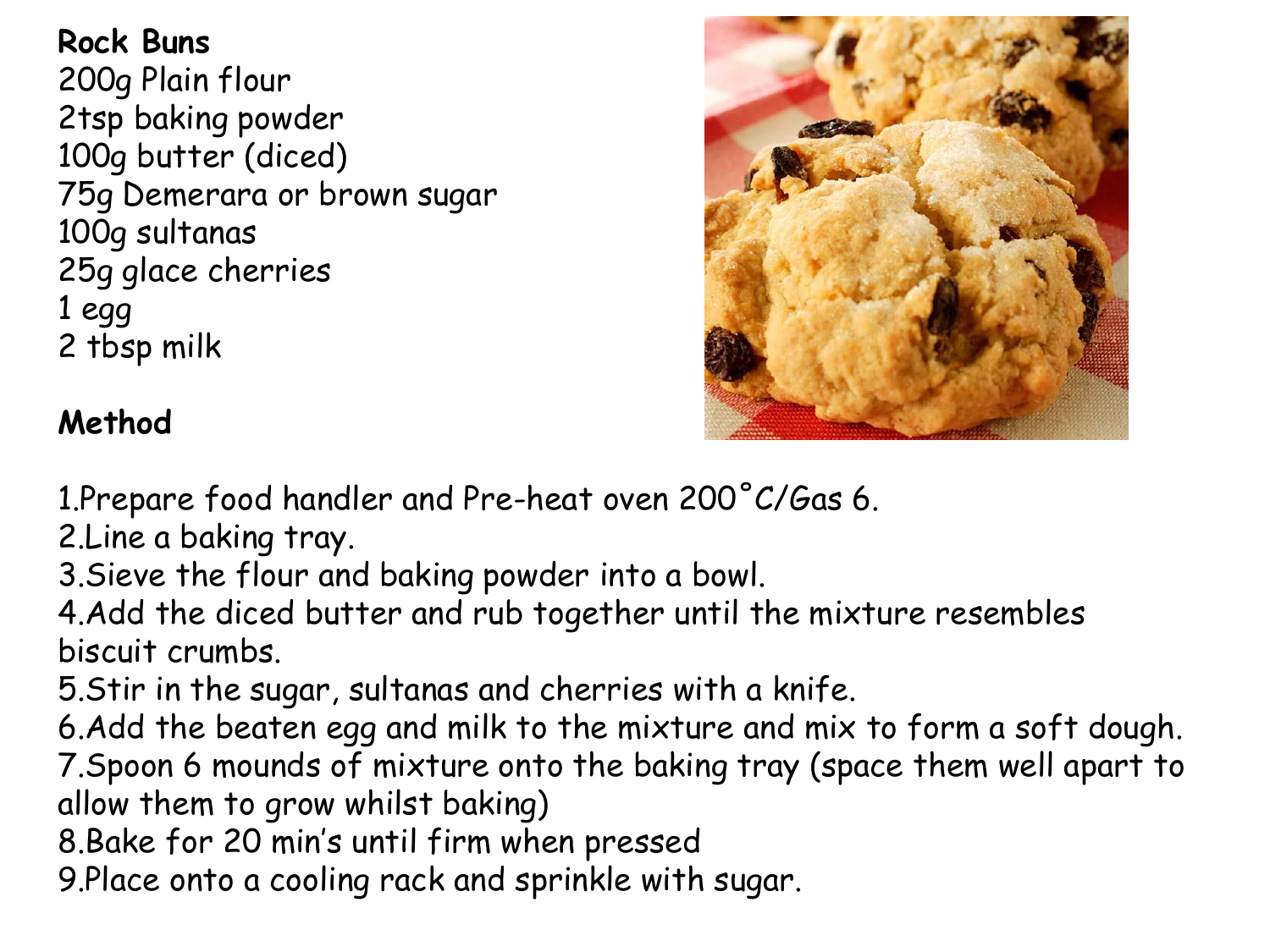**Rock Buns**

200g Plain flour
2tsp baking powder
100g butter (diced)
75g Demerara or brown sugar
100g sultanas
25g glace cherries
1 egg
2 tbsp milk

**Method**

1. Prepare food handler and Pre-heat oven 200˚C/Gas 6.
2. Line a baking tray.
3. Sieve the flour and baking powder into a bowl.
4. Add the diced butter and rub together until the mixture resembles biscuit crumbs.
5. Stir in the sugar, sultanas and cherries with a knife.
6. Add the beaten egg and milk to the mixture and mix to form a soft dough.
7. Spoon 6 mounds of mixture onto the baking tray (space them well apart to allow them to grow whilst baking)
8. Bake for 20 min's until firm when pressed
9. Place onto a cooling rack and sprinkle with sugar.